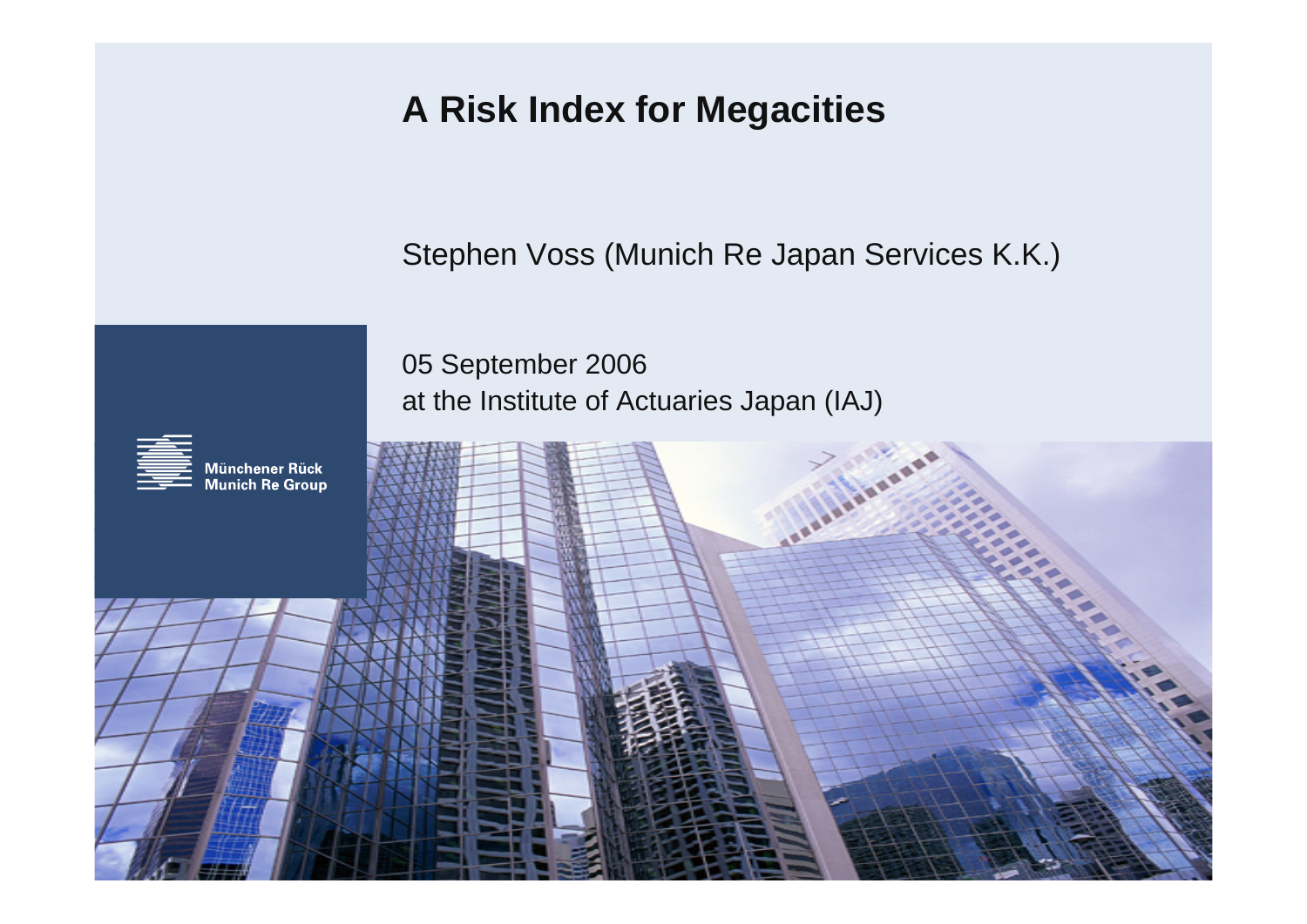# A Risk Index for Megacities

Stephen Voss (Munich Re Japan Services K.K.)

05 September 2006
at the Institute of Actuaries Japan (IAJ)

Münchener Rück
Munich Re Group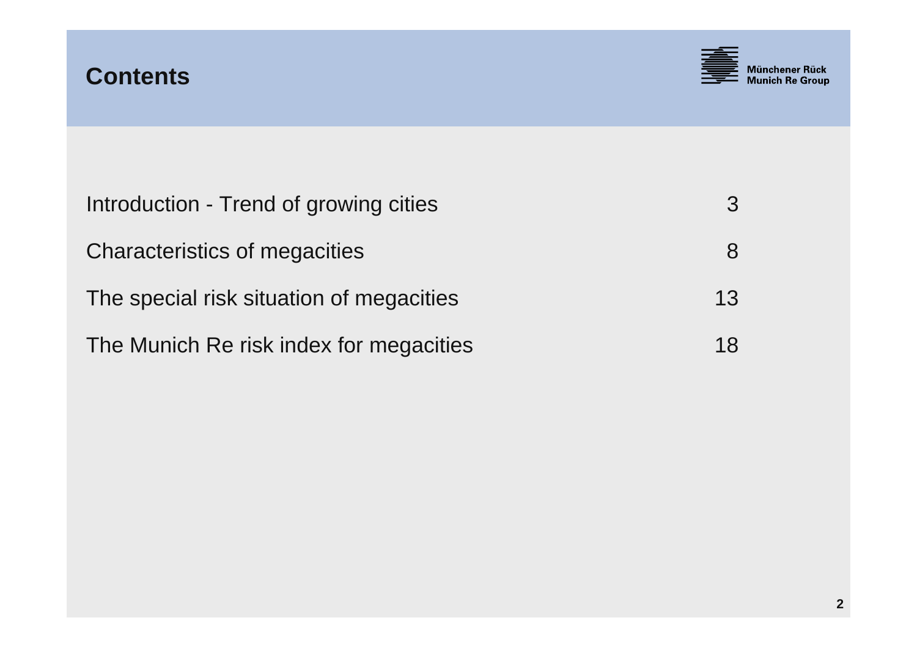# Contents

| | |
|---|---|
| Introduction - Trend of growing cities | 3 |
| Characteristics of megacities | 8 |
| The special risk situation of megacities | 13 |
| The Munich Re risk index for megacities | 18 |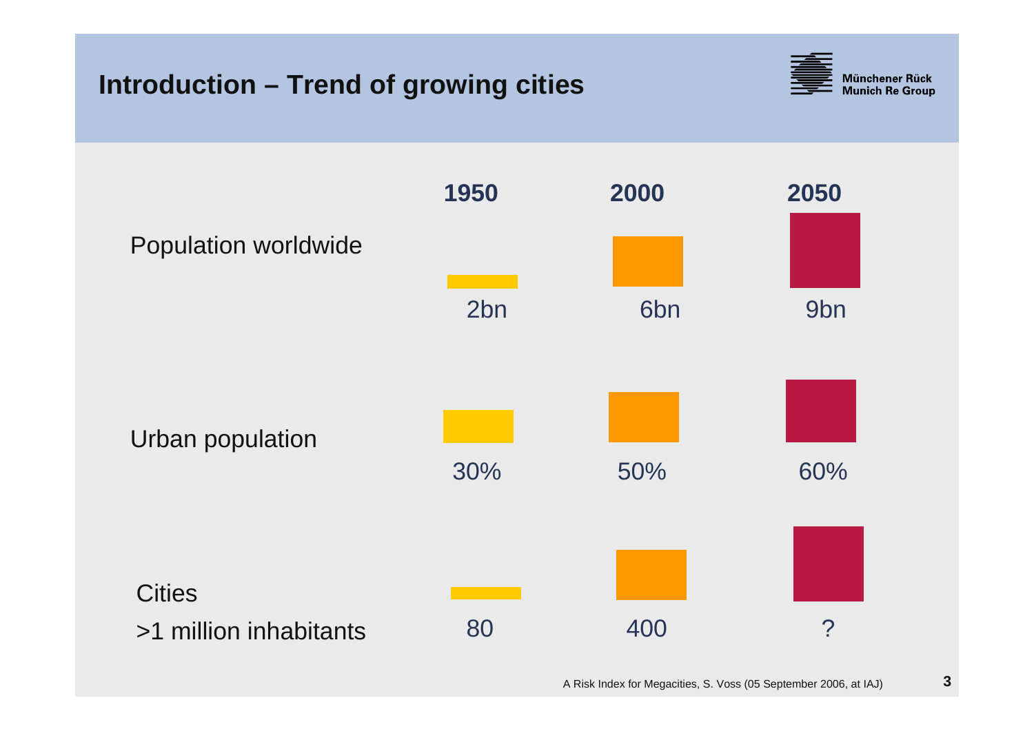# Introduction – Trend of growing cities

| | 1950 | 2000 | 2050 |
|---|---|---|---|
| Population worldwide | 2bn | 6bn | 9bn |
| Urban population | 30% | 50% | 60% |
| Cities >1 million inhabitants | 80 | 400 | ? |

A Risk Index for Megacities, S. Voss (05 September 2006, at IAJ)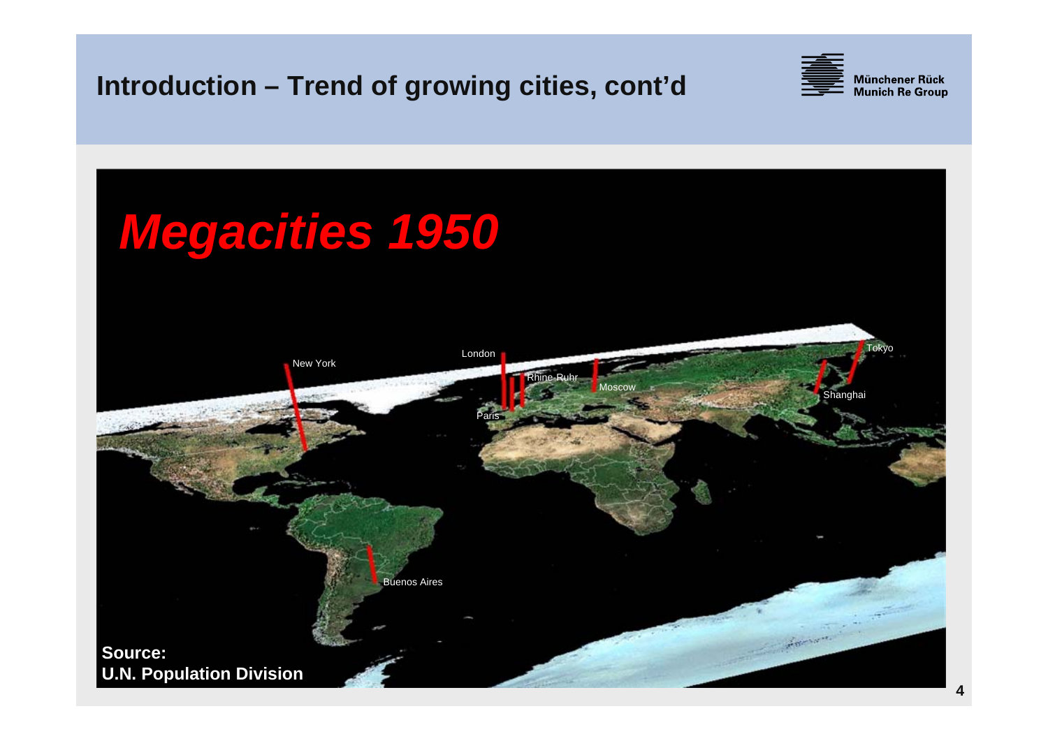# Introduction – Trend of growing cities, cont'd

## *Megacities 1950*

New York

London

Rhine-Ruhr

Moscow

Paris

Tokyo

Shanghai

Buenos Aires

**Source:**
**U.N. Population Division**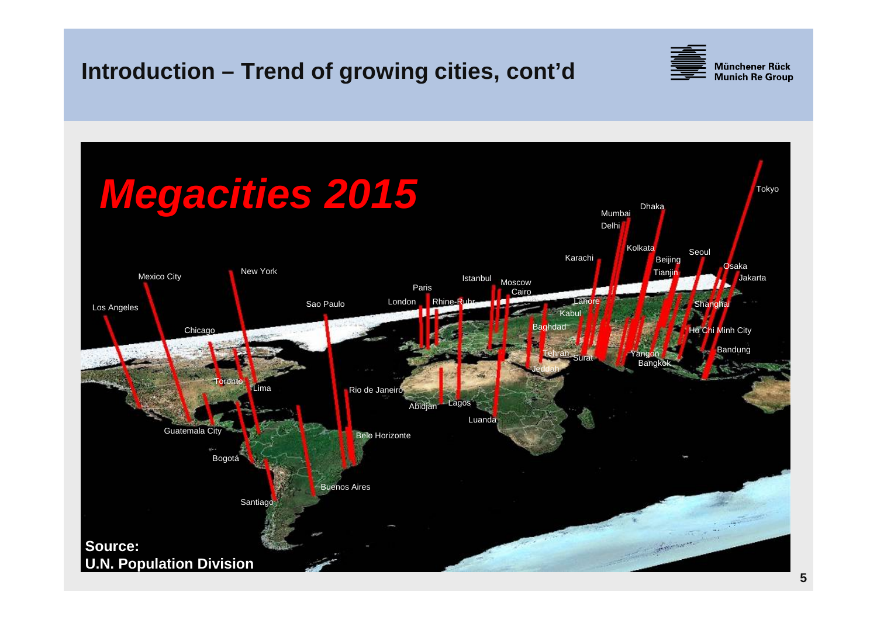# Introduction – Trend of growing cities, cont'd

*Megacities 2015*

Tokyo, Dhaka, Mumbai, Delhi, Kolkata, Karachi, Seoul, Beijing, Osaka, Tianjin, Jakarta, Mexico City, New York, Istanbul, Moscow, Paris, Cairo, Los Angeles, Sao Paulo, London, Rhine-Ruhr, Lahore, Shanghai, Kabul, Chicago, Baghdad, Ho Chi Minh City, Bandung, Tehran, Surat, Yangon, Jeddah, Bangkok, Toronto, Lima, Rio de Janeiro, Abidjan, Lagos, Luanda, Guatemala City, Belo Horizonte, Bogotá, Buenos Aires, Santiago

**Source:**
**U.N. Population Division**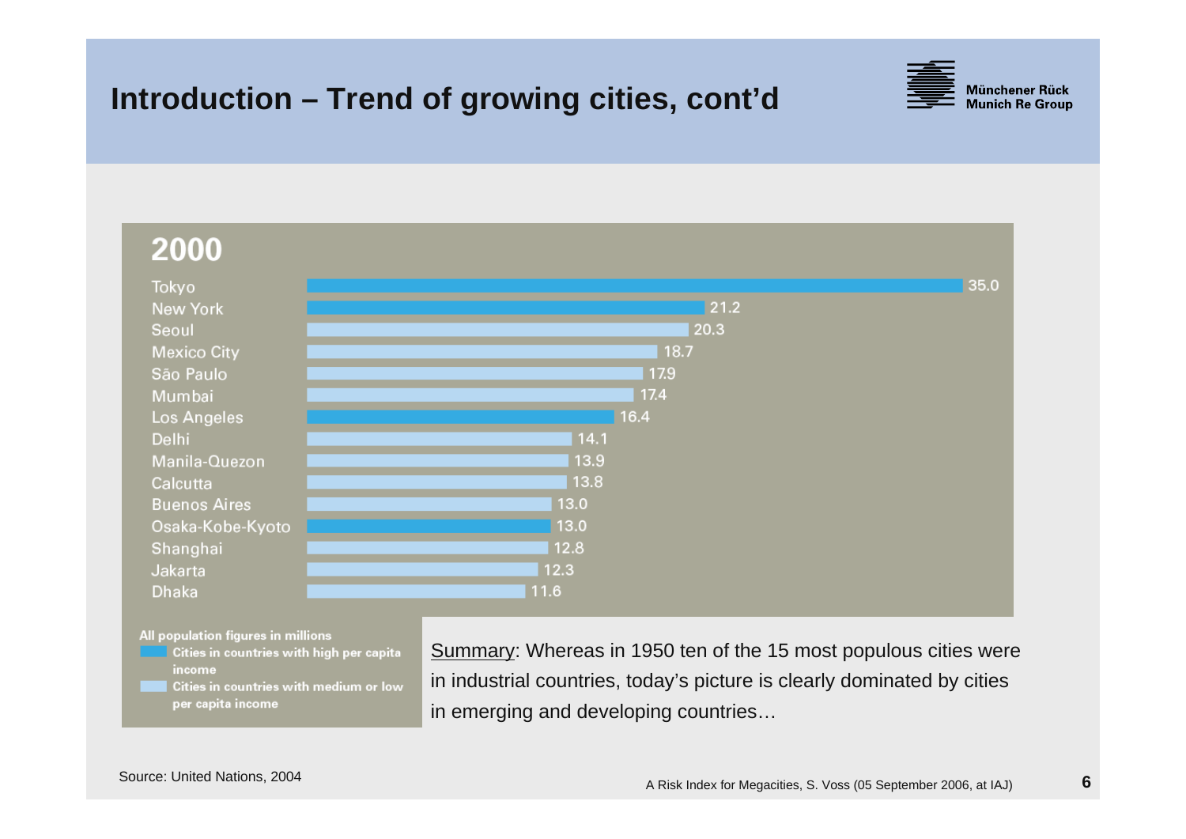# Introduction – Trend of growing cities, cont'd

**2000**

| City | Population (millions) |
| --- | --- |
| Tokyo | 35.0 |
| New York | 21.2 |
| Seoul | 20.3 |
| Mexico City | 18.7 |
| São Paulo | 17.9 |
| Mumbai | 17.4 |
| Los Angeles | 16.4 |
| Delhi | 14.1 |
| Manila-Quezon | 13.9 |
| Calcutta | 13.8 |
| Buenos Aires | 13.0 |
| Osaka-Kobe-Kyoto | 13.0 |
| Shanghai | 12.8 |
| Jakarta | 12.3 |
| Dhaka | 11.6 |

All population figures in millions

- Cities in countries with high per capita income (Tokyo, New York, Los Angeles, Osaka-Kobe-Kyoto)
- Cities in countries with medium or low per capita income

Summary: Whereas in 1950 ten of the 15 most populous cities were in industrial countries, today's picture is clearly dominated by cities in emerging and developing countries…

Source: United Nations, 2004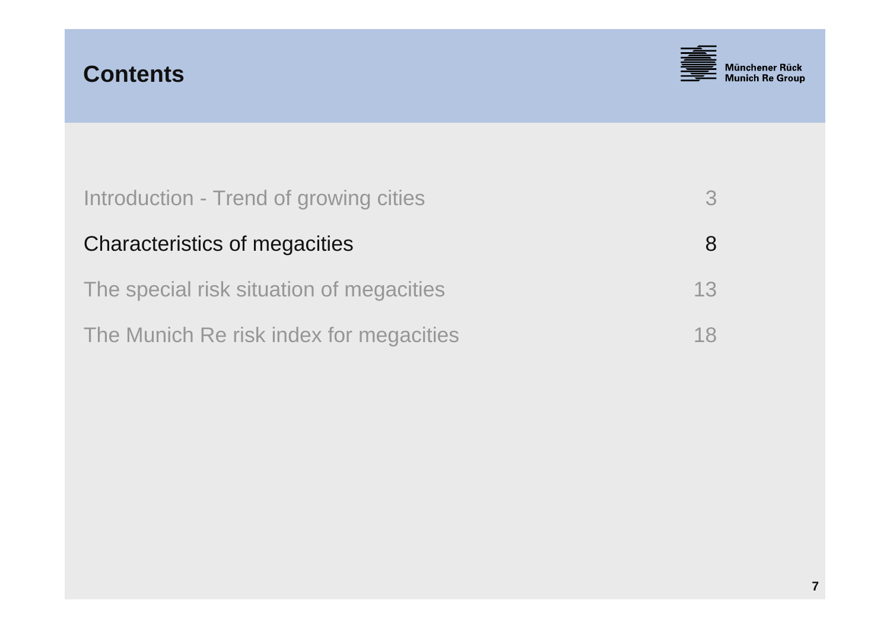# Contents

| | |
|---|---|
| Introduction - Trend of growing cities | 3 |
| Characteristics of megacities | 8 |
| The special risk situation of megacities | 13 |
| The Munich Re risk index for megacities | 18 |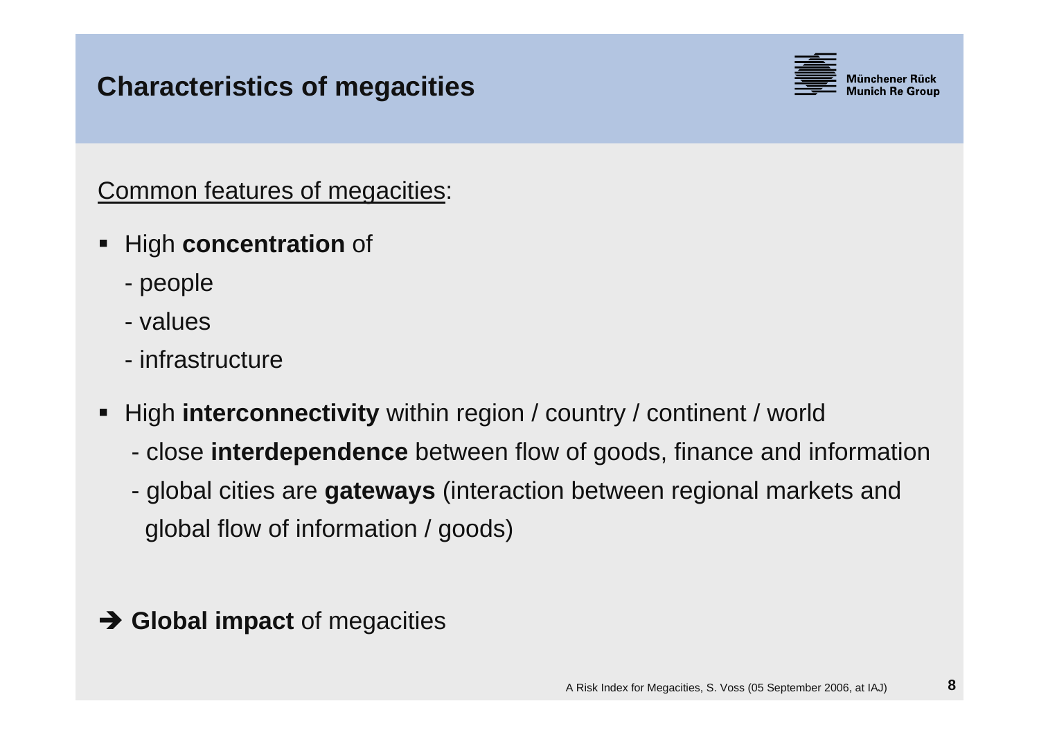# Characteristics of megacities

Common features of megacities:

- High **concentration** of
  - people
  - values
  - infrastructure
- High **interconnectivity** within region / country / continent / world
  - close **interdependence** between flow of goods, finance and information
  - global cities are **gateways** (interaction between regional markets and global flow of information / goods)

➔ **Global impact** of megacities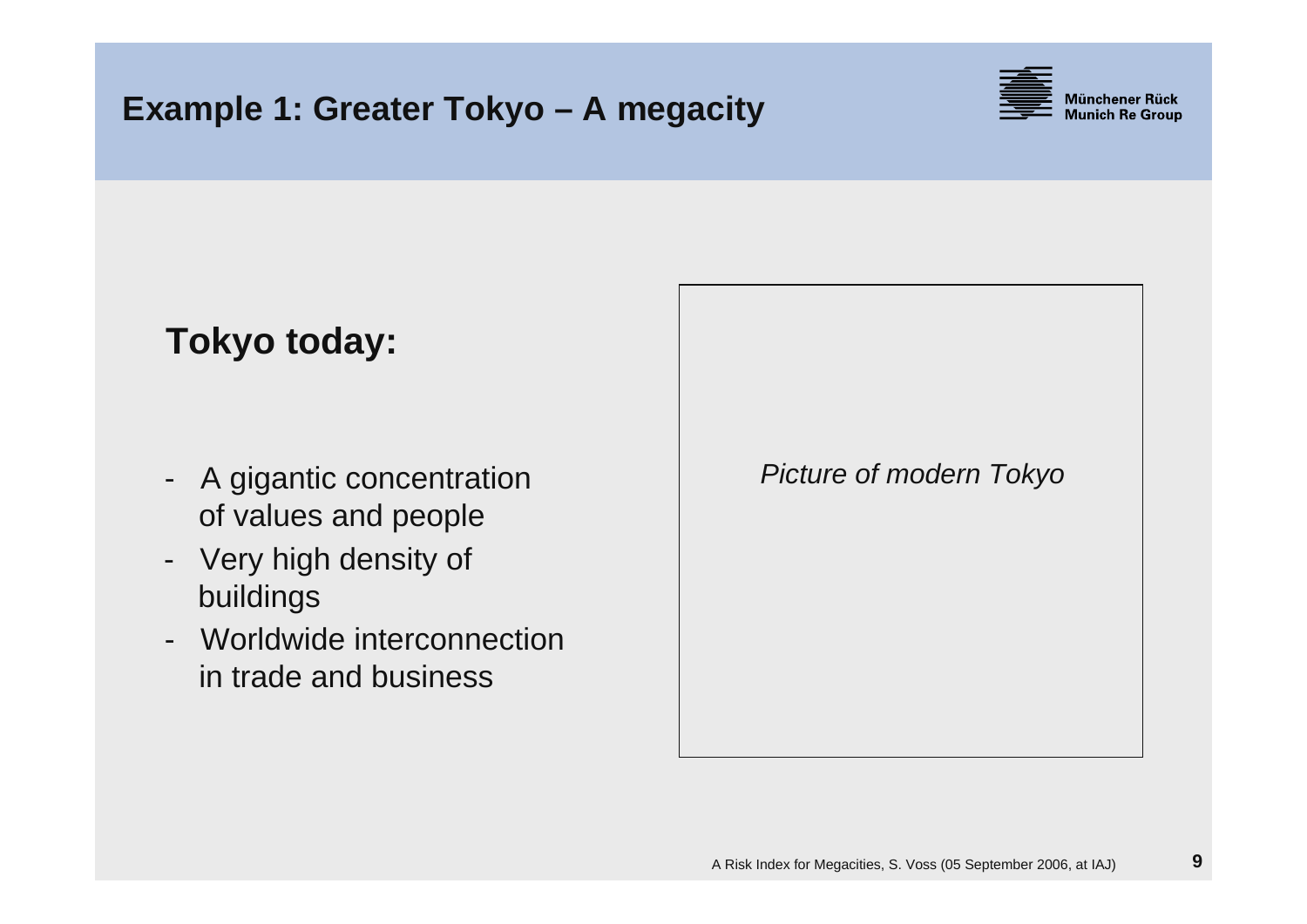# Example 1: Greater Tokyo – A megacity

## Tokyo today:

- A gigantic concentration of values and people
- Very high density of buildings
- Worldwide interconnection in trade and business

*Picture of modern Tokyo*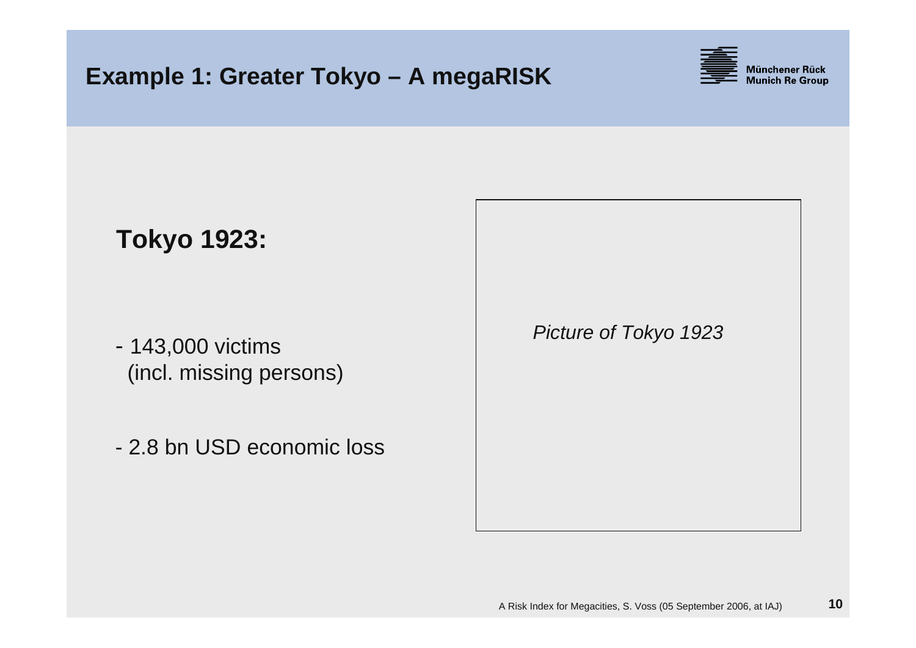# Example 1: Greater Tokyo – A megaRISK

## Tokyo 1923:

- 143,000 victims
  (incl. missing persons)

- 2.8 bn USD economic loss

*Picture of Tokyo 1923*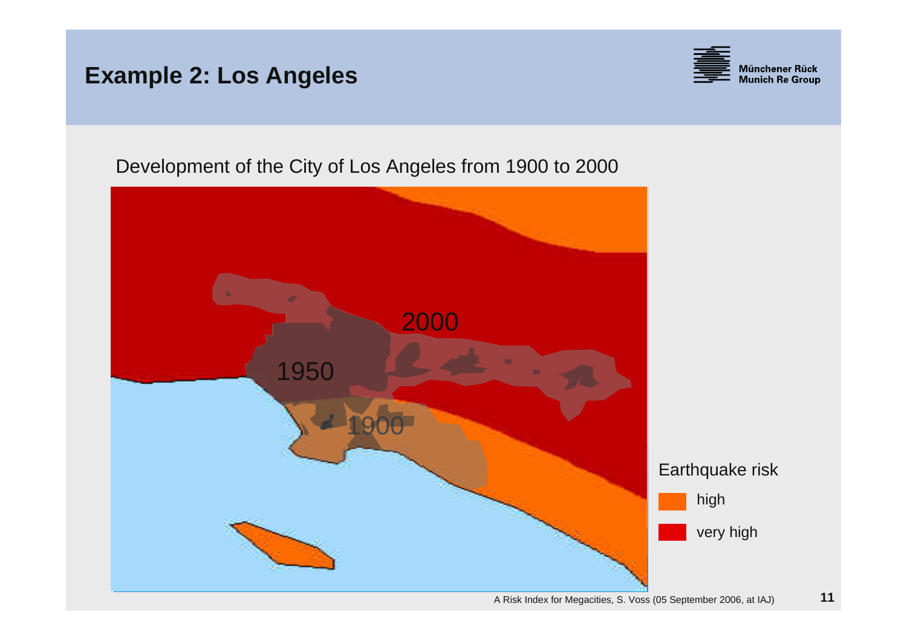# Example 2: Los Angeles

Development of the City of Los Angeles from 1900 to 2000

2000

1950

1900

Earthquake risk

- high
- very high

A Risk Index for Megacities, S. Voss (05 September 2006, at IAJ)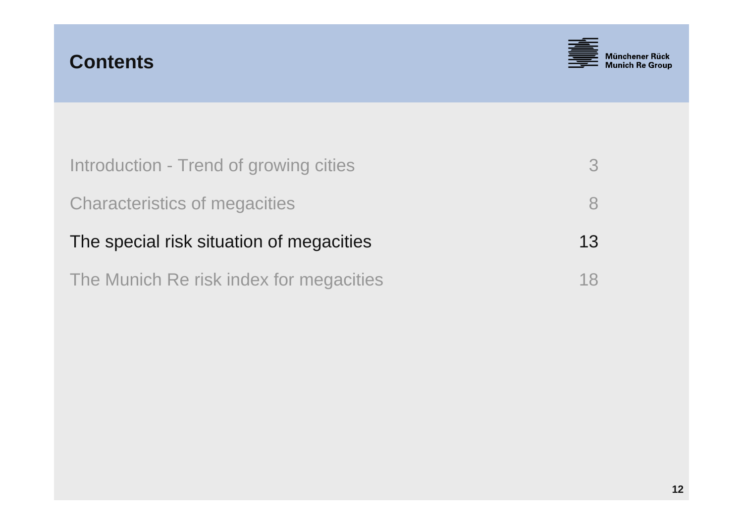# Contents

| | |
|---|---|
| Introduction - Trend of growing cities | 3 |
| Characteristics of megacities | 8 |
| **The special risk situation of megacities** | **13** |
| The Munich Re risk index for megacities | 18 |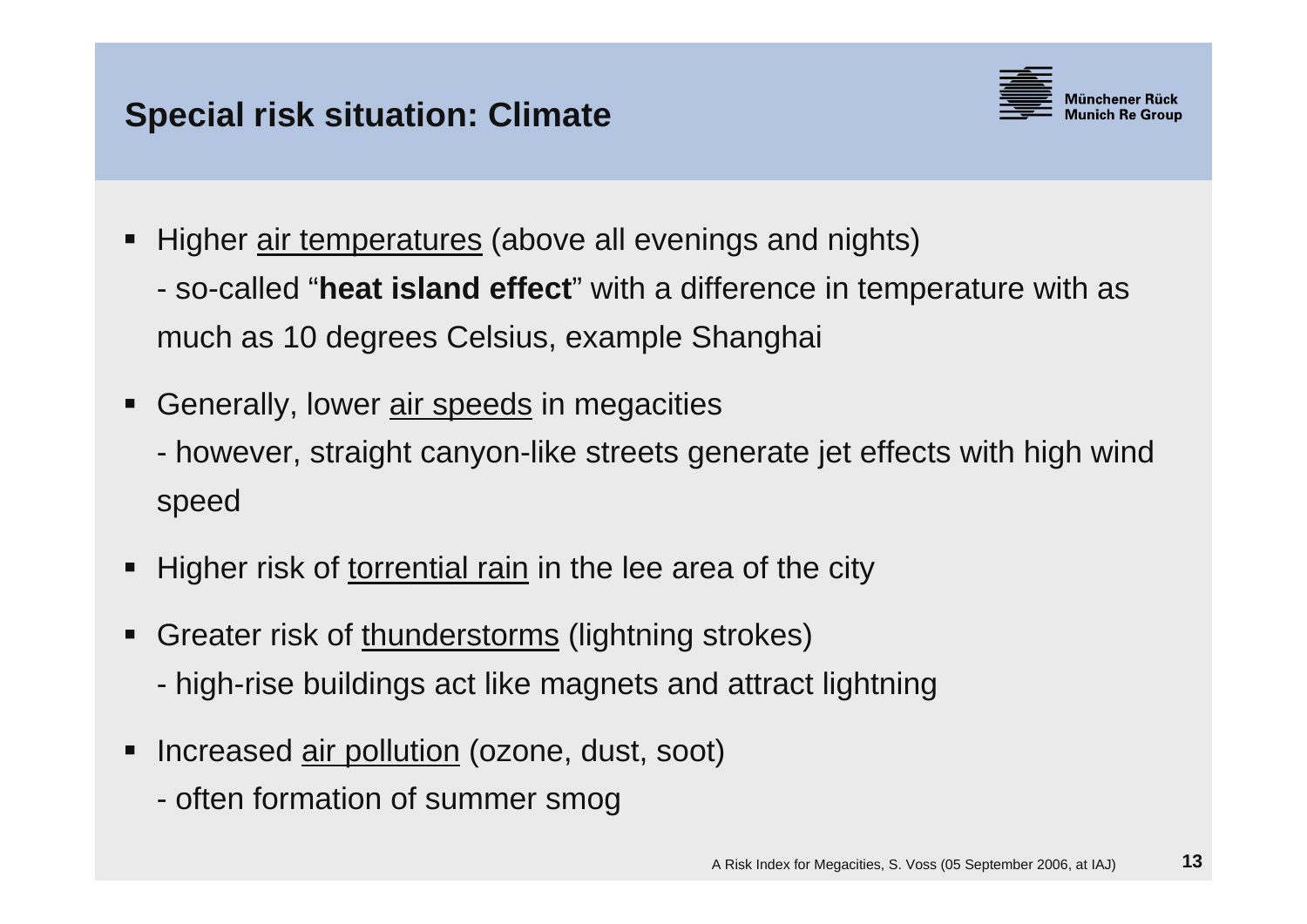## Special risk situation: Climate

- Higher air temperatures (above all evenings and nights)
  - so-called "**heat island effect**" with a difference in temperature with as much as 10 degrees Celsius, example Shanghai
- Generally, lower air speeds in megacities
  - however, straight canyon-like streets generate jet effects with high wind speed
- Higher risk of torrential rain in the lee area of the city
- Greater risk of thunderstorms (lightning strokes)
  - high-rise buildings act like magnets and attract lightning
- Increased air pollution (ozone, dust, soot)
  - often formation of summer smog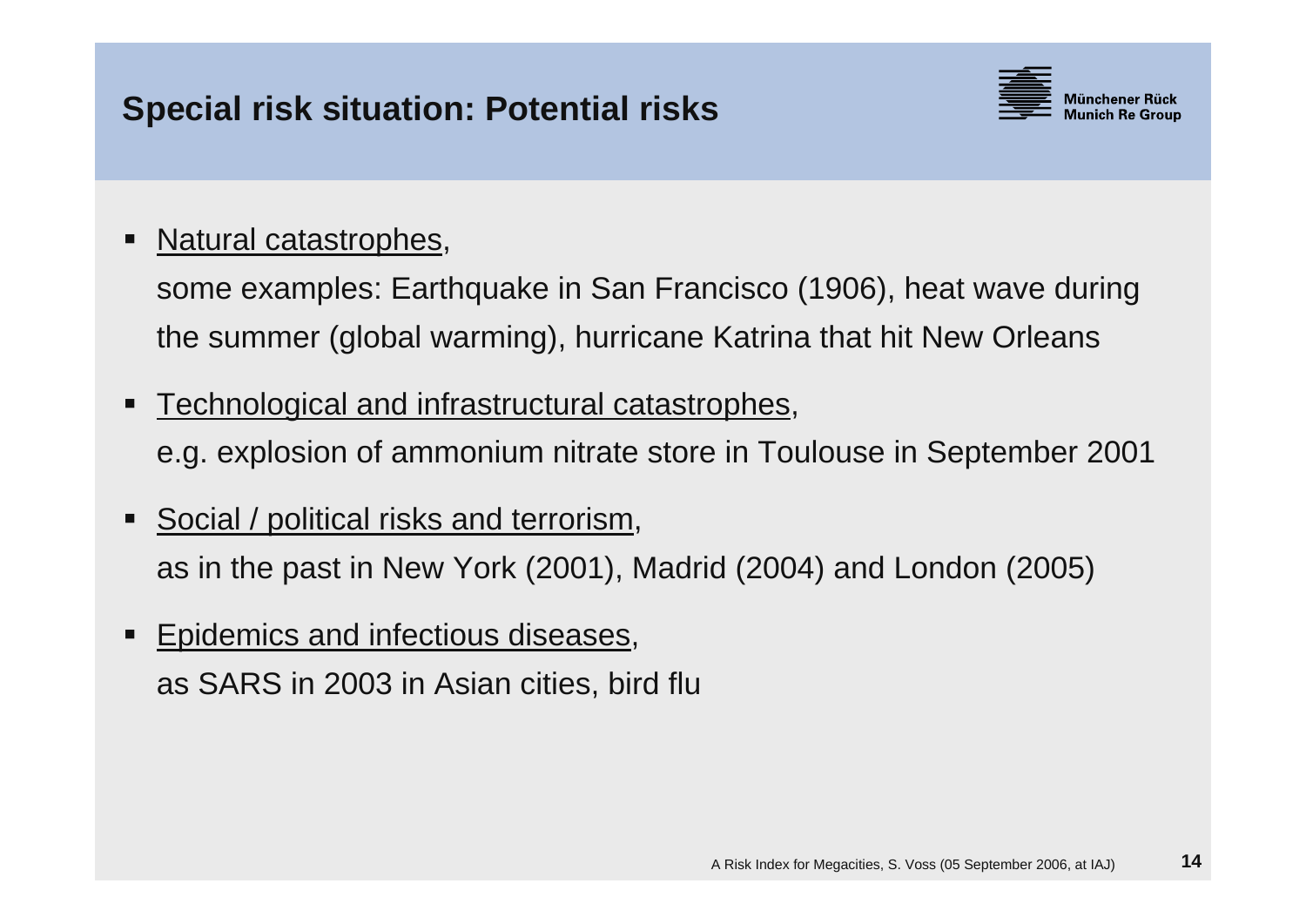# Special risk situation: Potential risks

- <u>Natural catastrophes</u>,

  some examples: Earthquake in San Francisco (1906), heat wave during the summer (global warming), hurricane Katrina that hit New Orleans

- <u>Technological and infrastructural catastrophes</u>,

  e.g. explosion of ammonium nitrate store in Toulouse in September 2001

- <u>Social / political risks and terrorism</u>,

  as in the past in New York (2001), Madrid (2004) and London (2005)

- <u>Epidemics and infectious diseases</u>,

  as SARS in 2003 in Asian cities, bird flu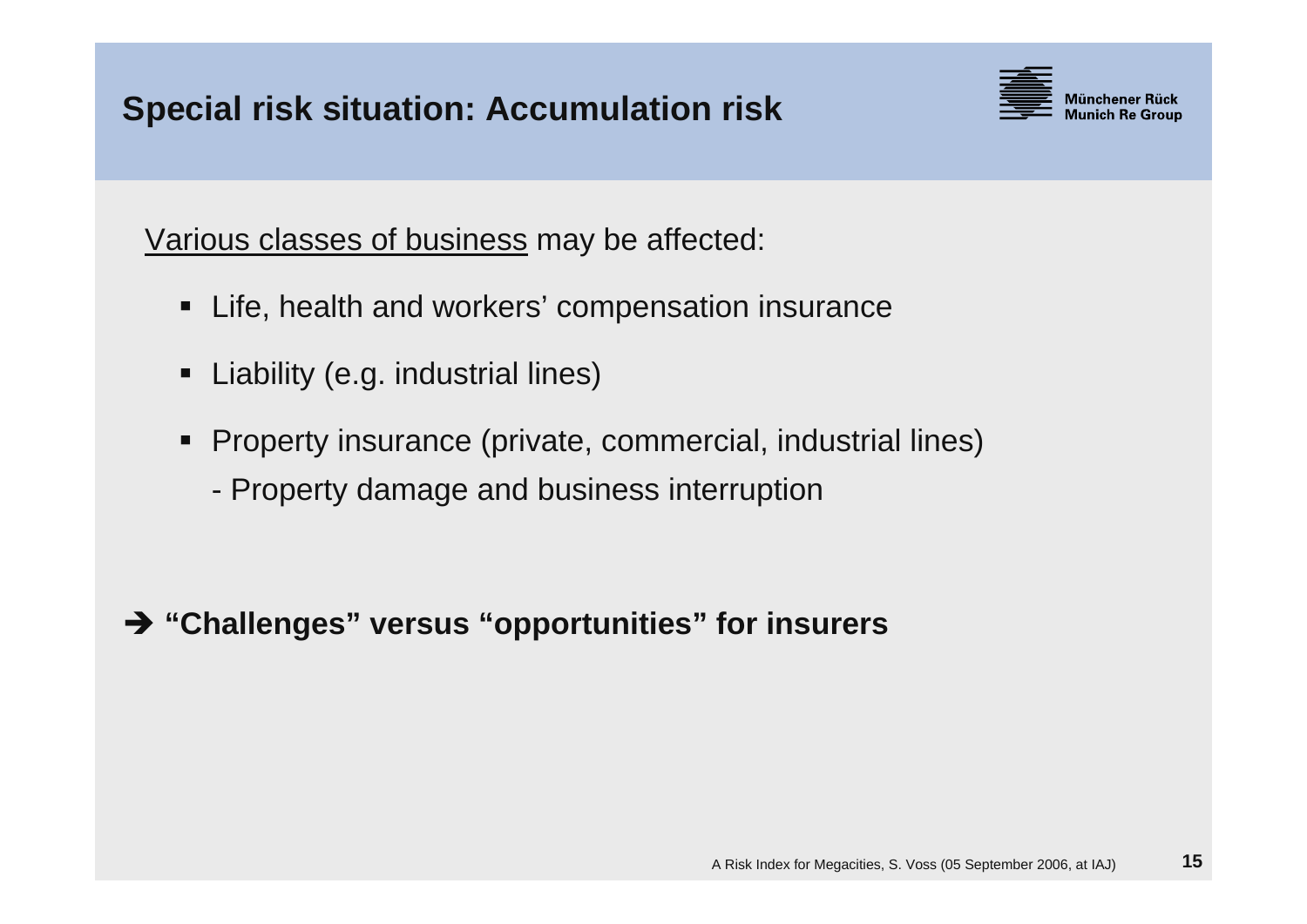# Special risk situation: Accumulation risk

<u>Various classes of business</u> may be affected:

- Life, health and workers' compensation insurance
- Liability (e.g. industrial lines)
- Property insurance (private, commercial, industrial lines)
  - Property damage and business interruption

➔ **"Challenges" versus "opportunities" for insurers**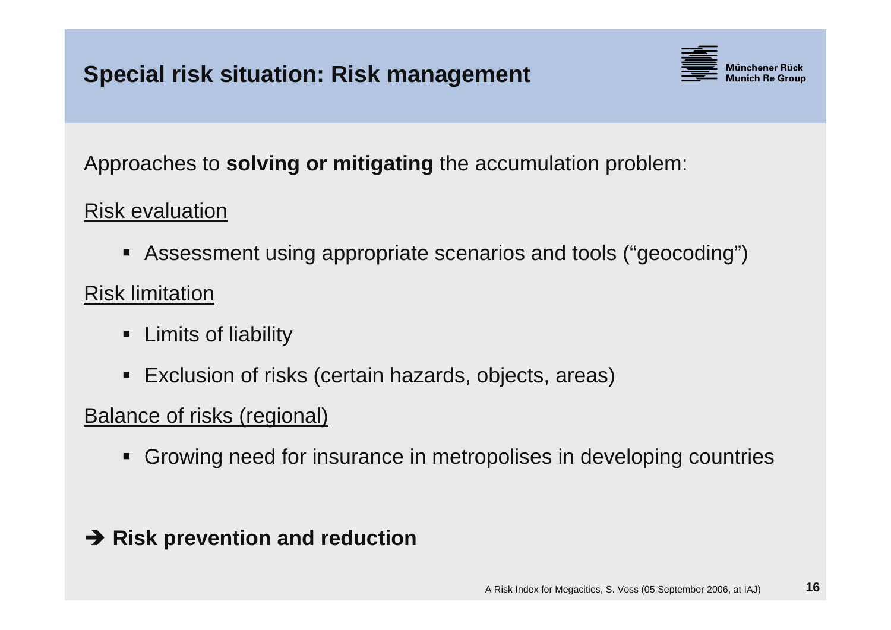# Special risk situation: Risk management

Approaches to **solving or mitigating** the accumulation problem:

Risk evaluation

- Assessment using appropriate scenarios and tools ("geocoding")

Risk limitation

- Limits of liability
- Exclusion of risks (certain hazards, objects, areas)

Balance of risks (regional)

- Growing need for insurance in metropolises in developing countries

➔ **Risk prevention and reduction**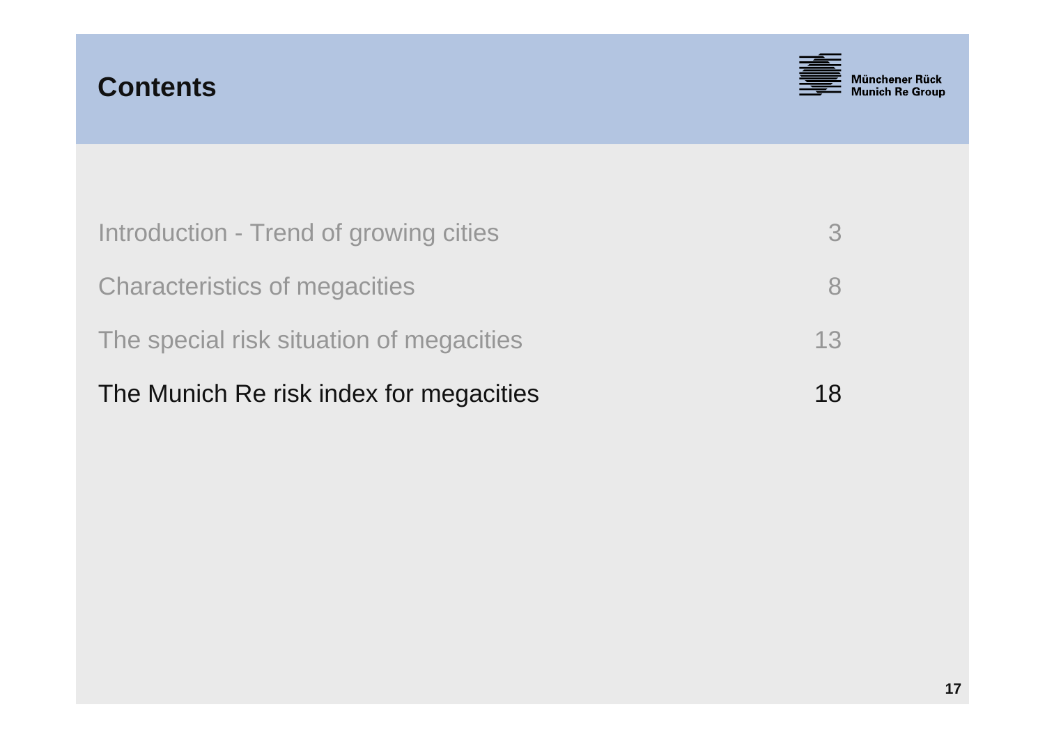# Contents

| | |
|---|---|
| Introduction - Trend of growing cities | 3 |
| Characteristics of megacities | 8 |
| The special risk situation of megacities | 13 |
| The Munich Re risk index for megacities | 18 |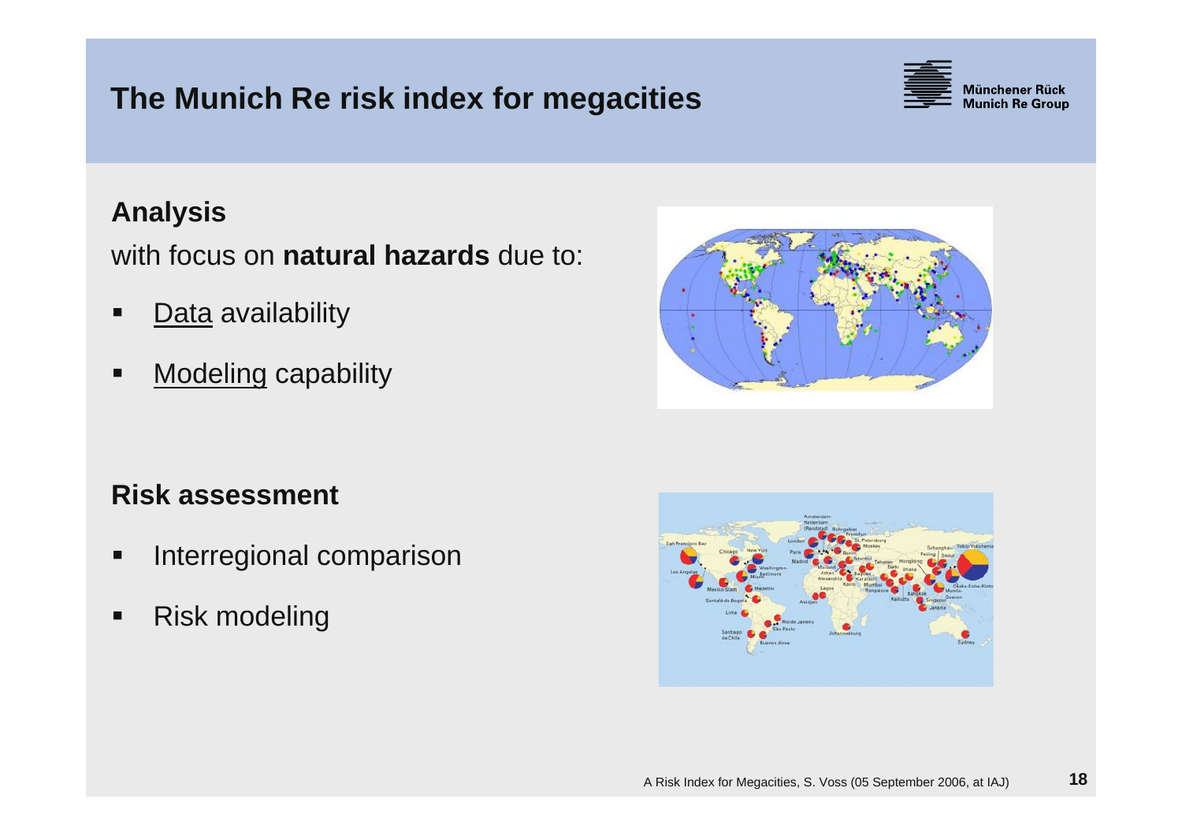# The Munich Re risk index for megacities

## Analysis

with focus on **natural hazards** due to:

- Data availability
- Modeling capability

## Risk assessment

- Interregional comparison
- Risk modeling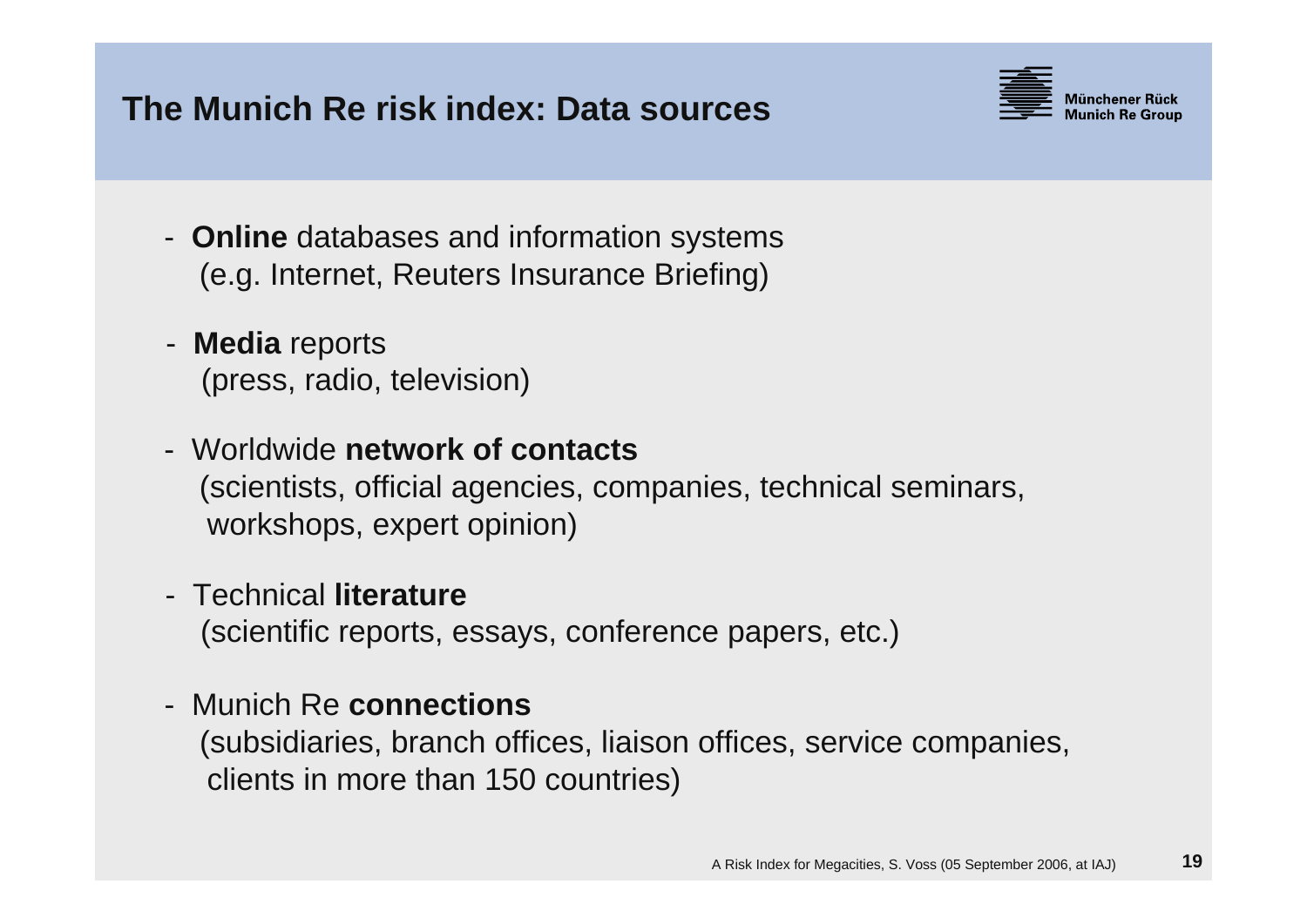# The Munich Re risk index: Data sources

- **Online** databases and information systems
  (e.g. Internet, Reuters Insurance Briefing)
- **Media** reports
  (press, radio, television)
- Worldwide **network of contacts**
  (scientists, official agencies, companies, technical seminars, workshops, expert opinion)
- Technical **literature**
  (scientific reports, essays, conference papers, etc.)
- Munich Re **connections**
  (subsidiaries, branch offices, liaison offices, service companies, clients in more than 150 countries)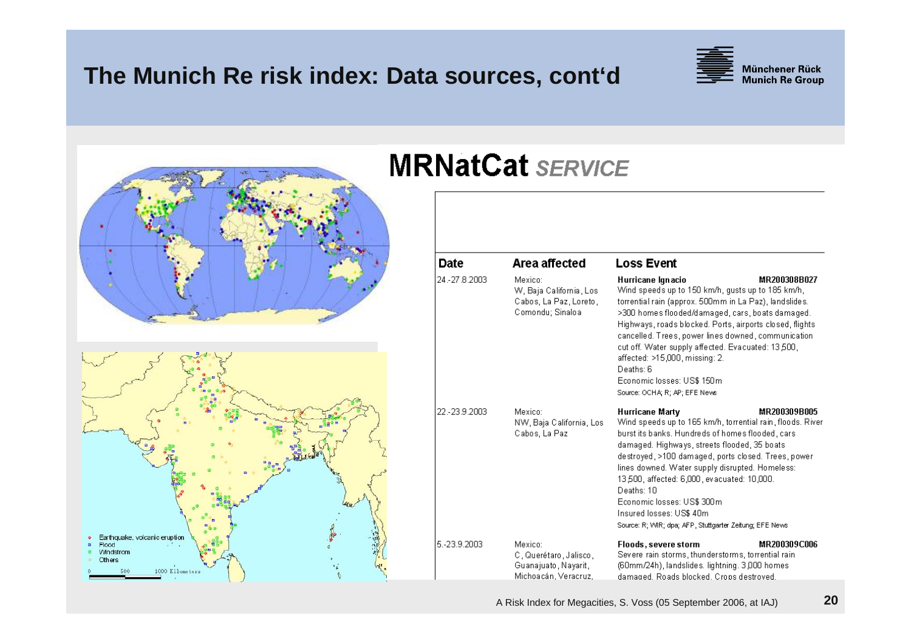# The Munich Re risk index: Data sources, cont'd

Münchener Rück
Munich Re Group

Earthquake, volcanic eruption
Flood
Windstrom
Others
0 500 1000 Kilometers

## MRNatCat *SERVICE*

| Date | Area affected | Loss Event |
|---|---|---|
| 24.-27.8.2003 | Mexico: W, Baja California, Los Cabos, La Paz, Loreto, Comondu; Sinaloa | **Hurricane Ignacio** **MR200308B027** Wind speeds up to 150 km/h, gusts up to 185 km/h, torrential rain (approx. 500mm in La Paz), landslides. >300 homes flooded/damaged, cars, boats damaged. Highways, roads blocked. Ports, airports closed, flights cancelled. Trees, power lines downed, communication cut off. Water supply affected. Evacuated: 13,500, affected: >15,000, missing: 2. Deaths: 6 Economic losses: US$ 150m Source: OCHA; R; AP; EFE News |
| 22.-23.9.2003 | Mexico: NW, Baja California, Los Cabos, La Paz | **Hurricane Marty** **MR200309B005** Wind speeds up to 165 km/h, torrential rain, floods. River burst its banks. Hundreds of homes flooded, cars damaged. Highways, streets flooded, 35 boats destroyed, >100 damaged, ports closed. Trees, power lines downed. Water supply disrupted. Homeless: 13,500, affected: 6,000, evacuated: 10,000. Deaths: 10 Economic losses: US$ 300m Insured losses: US$ 40m Source: R; WR; dpa; AFP, Stuttgarter Zeitung; EFE News |
| 5.-23.9.2003 | Mexico: C, Querétaro, Jalisco, Guanajuato, Nayarit, Michoacán, Veracruz, | **Floods, severe storm** **MR200309C006** Severe rain storms, thunderstorms, torrential rain (60mm/24h), landslides. lightning. 3,000 homes damaged. Roads blocked. Crops destroyed. |

A Risk Index for Megacities, S. Voss (05 September 2006, at IAJ)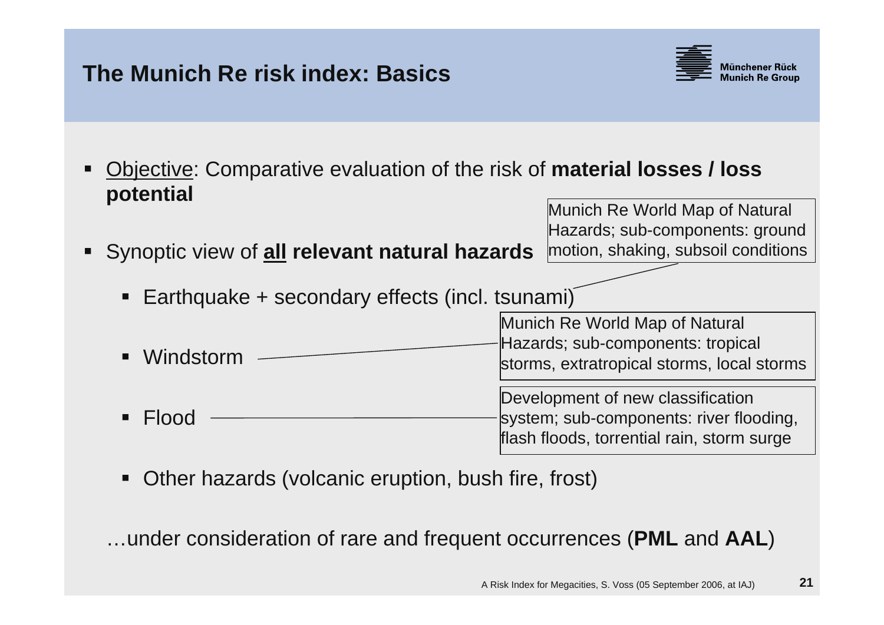# The Munich Re risk index: Basics

- Objective: Comparative evaluation of the risk of **material losses / loss potential**
- Synoptic view of **all relevant natural hazards**
  - Earthquake + secondary effects (incl. tsunami)
    - Munich Re World Map of Natural Hazards; sub-components: ground motion, shaking, subsoil conditions
  - Windstorm
    - Munich Re World Map of Natural Hazards; sub-components: tropical storms, extratropical storms, local storms
  - Flood
    - Development of new classification system; sub-components: river flooding, flash floods, torrential rain, storm surge
  - Other hazards (volcanic eruption, bush fire, frost)

…under consideration of rare and frequent occurrences (**PML** and **AAL**)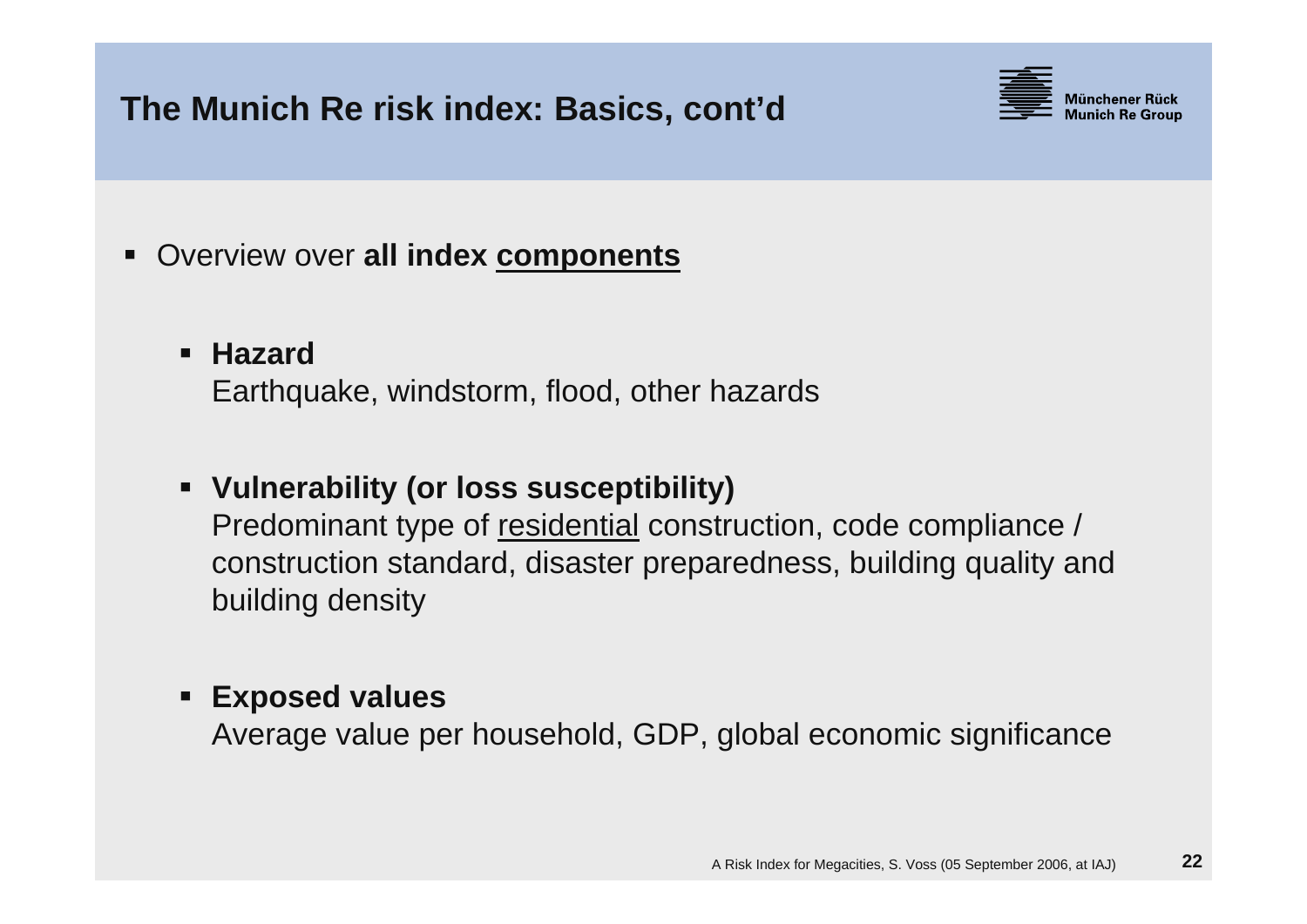# The Munich Re risk index: Basics, cont'd

- Overview over **all index <u>components</u>**

  - **Hazard**
    Earthquake, windstorm, flood, other hazards

  - **Vulnerability (or loss susceptibility)**
    Predominant type of <u>residential</u> construction, code compliance / construction standard, disaster preparedness, building quality and building density

  - **Exposed values**
    Average value per household, GDP, global economic significance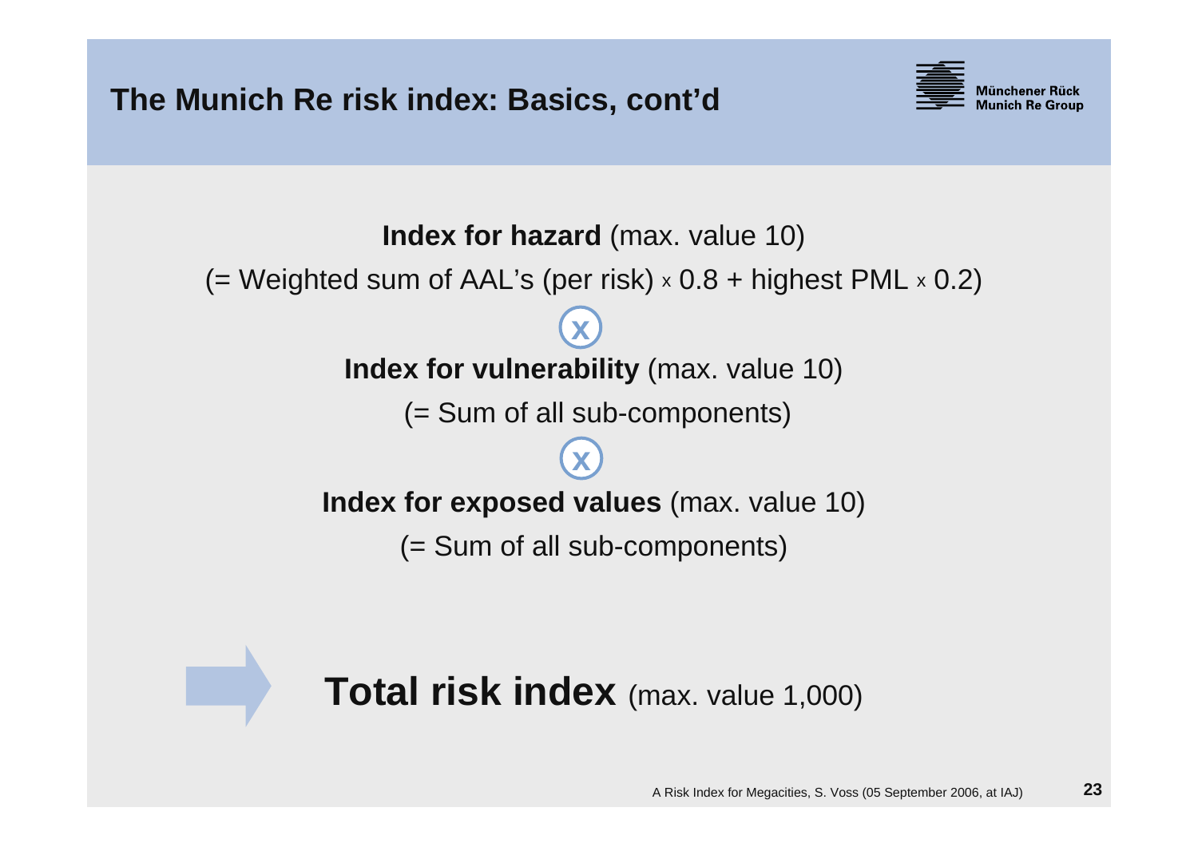# The Munich Re risk index: Basics, cont'd

**Index for hazard** (max. value 10)

(= Weighted sum of AAL's (per risk) x 0.8 + highest PML x 0.2)

x

**Index for vulnerability** (max. value 10)

(= Sum of all sub-components)

x

**Index for exposed values** (max. value 10)

(= Sum of all sub-components)

**Total risk index** (max. value 1,000)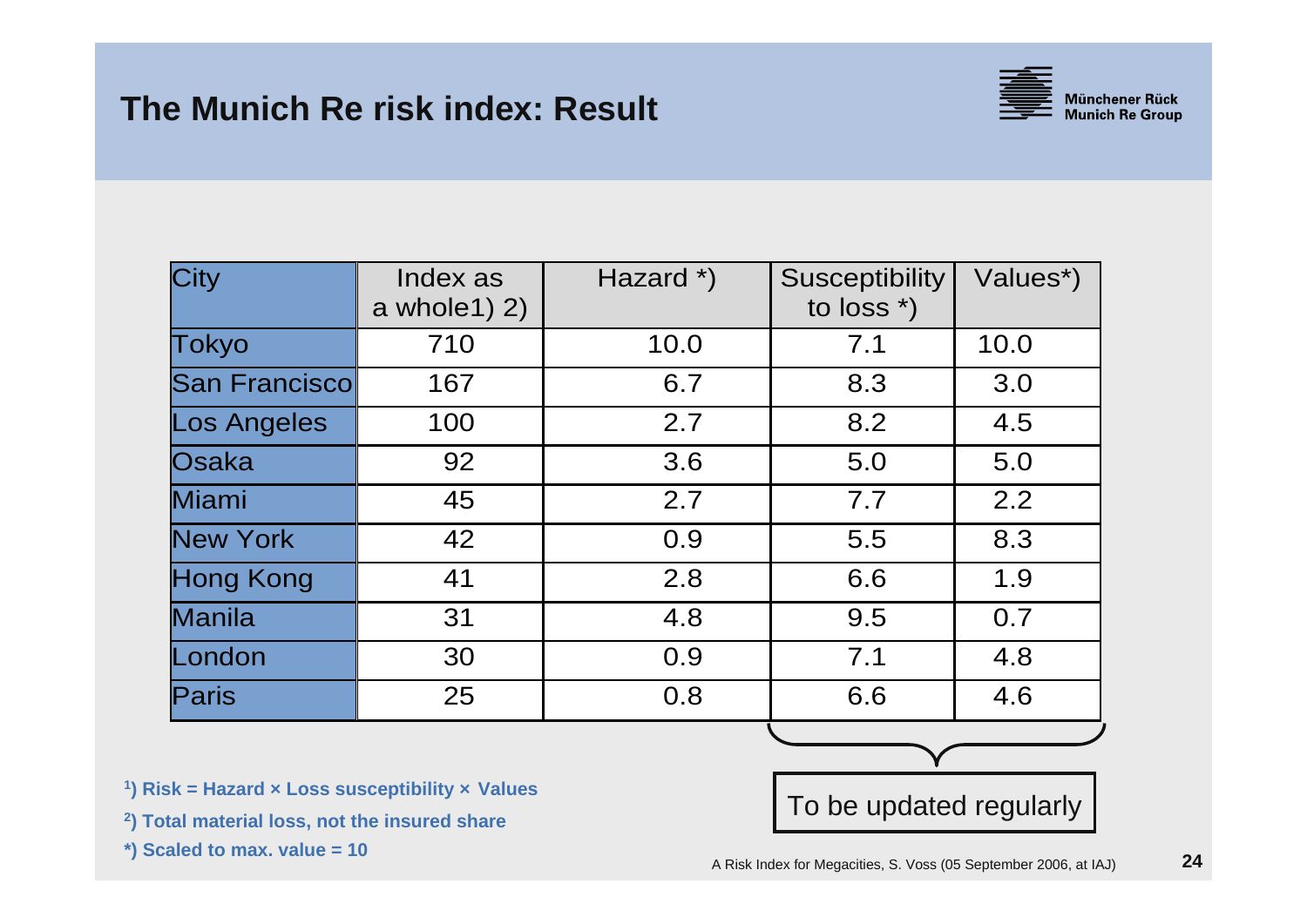# The Munich Re risk index: Result

| City | Index as a whole1) 2) | Hazard *) | Susceptibility to loss *) | Values*) |
|---|---|---|---|---|
| Tokyo | 710 | 10.0 | 7.1 | 10.0 |
| San Francisco | 167 | 6.7 | 8.3 | 3.0 |
| Los Angeles | 100 | 2.7 | 8.2 | 4.5 |
| Osaka | 92 | 3.6 | 5.0 | 5.0 |
| Miami | 45 | 2.7 | 7.7 | 2.2 |
| New York | 42 | 0.9 | 5.5 | 8.3 |
| Hong Kong | 41 | 2.8 | 6.6 | 1.9 |
| Manila | 31 | 4.8 | 9.5 | 0.7 |
| London | 30 | 0.9 | 7.1 | 4.8 |
| Paris | 25 | 0.8 | 6.6 | 4.6 |

To be updated regularly

[1]) Risk = Hazard × Loss susceptibility × Values

[2]) Total material loss, not the insured share

*) Scaled to max. value = 10

A Risk Index for Megacities, S. Voss (05 September 2006, at IAJ)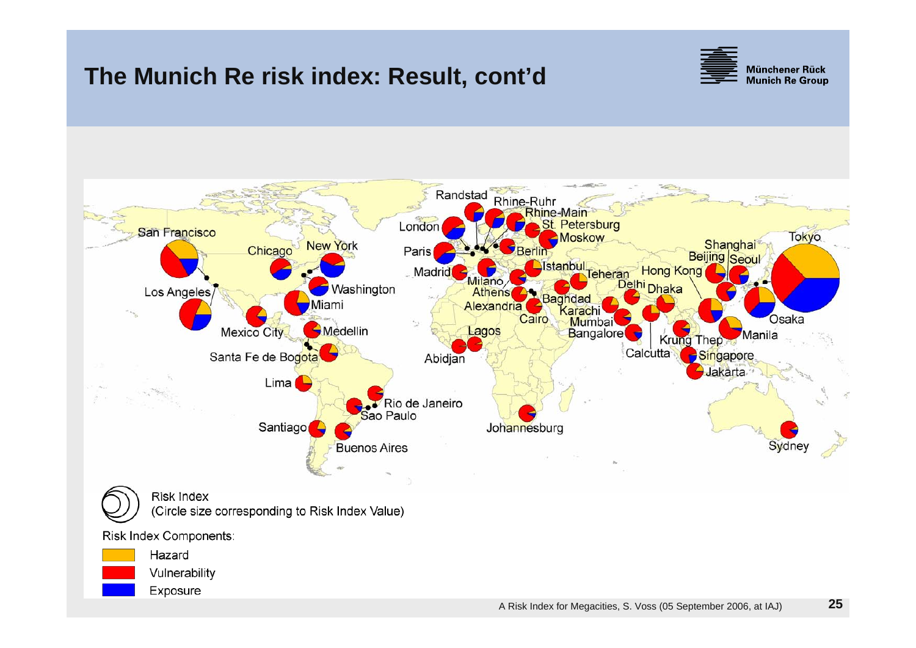# The Munich Re risk index: Result, cont'd

Münchener Rück
Munich Re Group

San Francisco, Los Angeles, Chicago, New York, Washington, Miami, Mexico City, Medellin, Santa Fe de Bogota, Lima, Santiago, Buenos Aires, Rio de Janeiro, Sao Paulo, London, Paris, Madrid, Randstad, Rhine-Ruhr, Rhine-Main, St. Petersburg, Moskow, Berlin, Milano, Istanbul, Athens, Alexandria, Cairo, Baghdad, Teheran, Karachi, Mumbai, Bangalore, Delhi, Calcutta, Dhaka, Lagos, Abidjan, Johannesburg, Hong Kong, Shanghai, Beijing, Seoul, Tokyo, Osaka, Manila, Krung Thep, Singapore, Jakarta, Sydney

Risk Index
(Circle size corresponding to Risk Index Value)

Risk Index Components:

- Hazard
- Vulnerability
- Exposure

A Risk Index for Megacities, S. Voss (05 September 2006, at IAJ)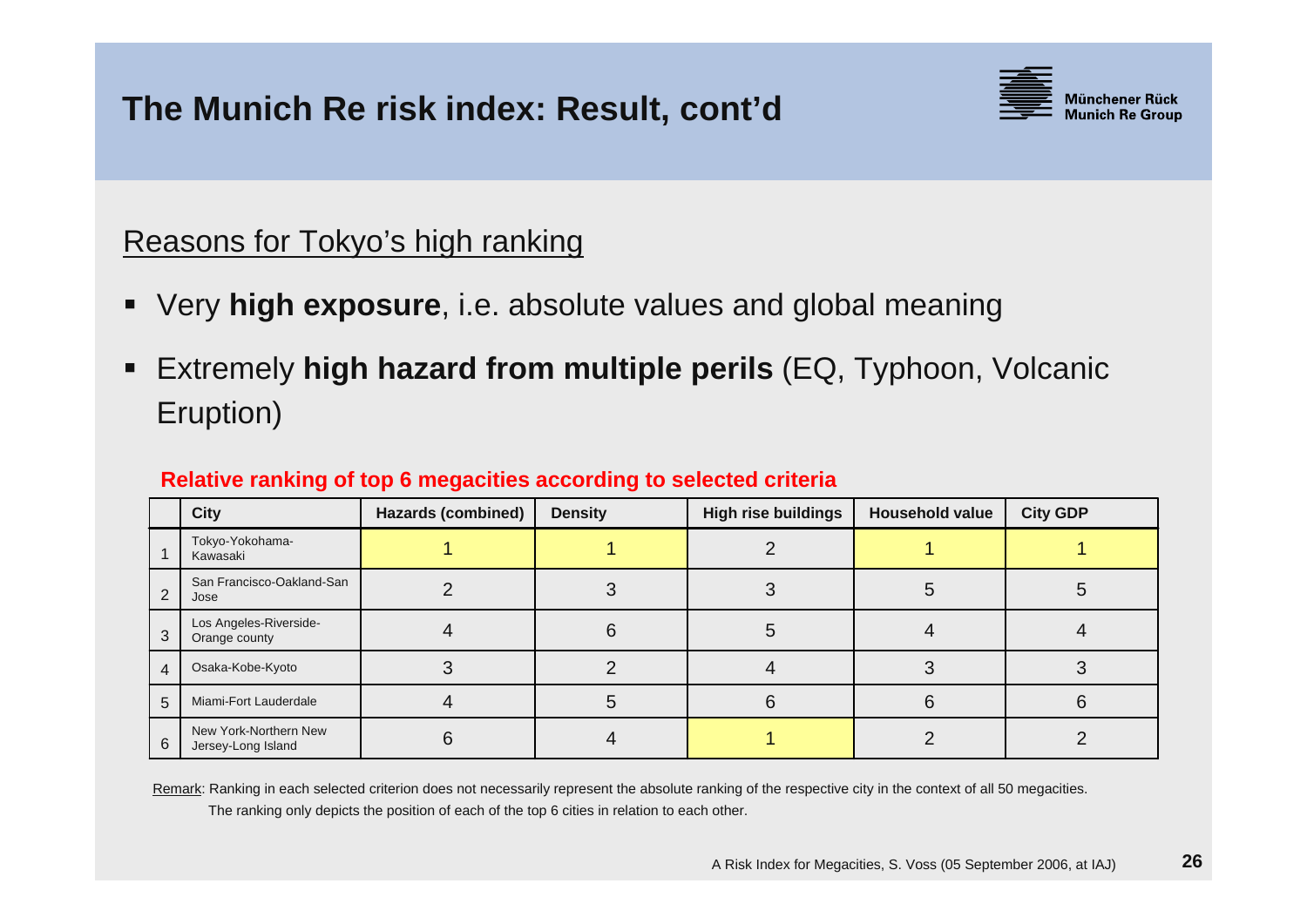# The Munich Re risk index: Result, cont'd

## Reasons for Tokyo's high ranking

- Very **high exposure**, i.e. absolute values and global meaning
- Extremely **high hazard from multiple perils** (EQ, Typhoon, Volcanic Eruption)

**Relative ranking of top 6 megacities according to selected criteria**

| | City | Hazards (combined) | Density | High rise buildings | Household value | City GDP |
|---|---|---|---|---|---|---|
| 1 | Tokyo-Yokohama-Kawasaki | 1 | 1 | 2 | 1 | 1 |
| 2 | San Francisco-Oakland-San Jose | 2 | 3 | 3 | 5 | 5 |
| 3 | Los Angeles-Riverside-Orange county | 4 | 6 | 5 | 4 | 4 |
| 4 | Osaka-Kobe-Kyoto | 3 | 2 | 4 | 3 | 3 |
| 5 | Miami-Fort Lauderdale | 4 | 5 | 6 | 6 | 6 |
| 6 | New York-Northern New Jersey-Long Island | 6 | 4 | 1 | 2 | 2 |

Remark: Ranking in each selected criterion does not necessarily represent the absolute ranking of the respective city in the context of all 50 megacities. The ranking only depicts the position of each of the top 6 cities in relation to each other.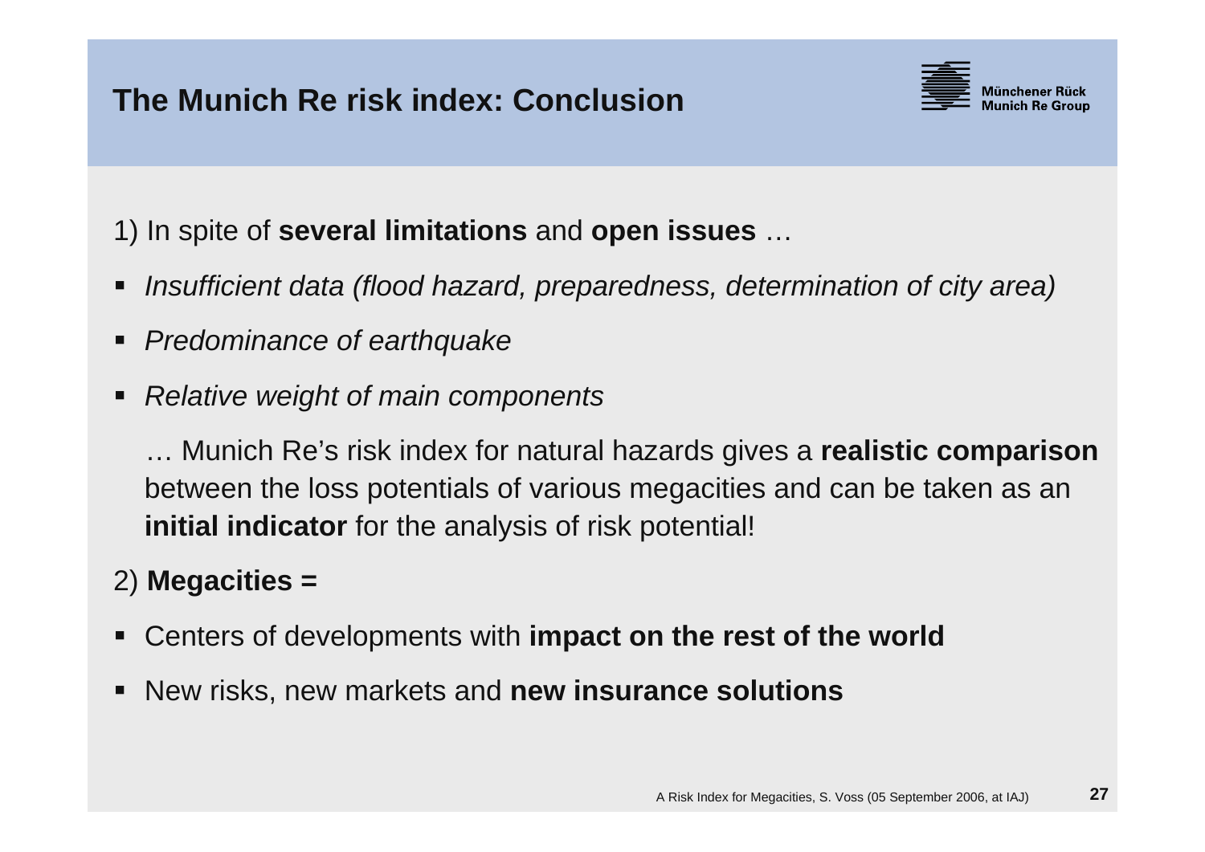# The Munich Re risk index: Conclusion

1) In spite of **several limitations** and **open issues** …

- *Insufficient data (flood hazard, preparedness, determination of city area)*
- *Predominance of earthquake*
- *Relative weight of main components*

… Munich Re's risk index for natural hazards gives a **realistic comparison** between the loss potentials of various megacities and can be taken as an **initial indicator** for the analysis of risk potential!

2) **Megacities =**

- Centers of developments with **impact on the rest of the world**
- New risks, new markets and **new insurance solutions**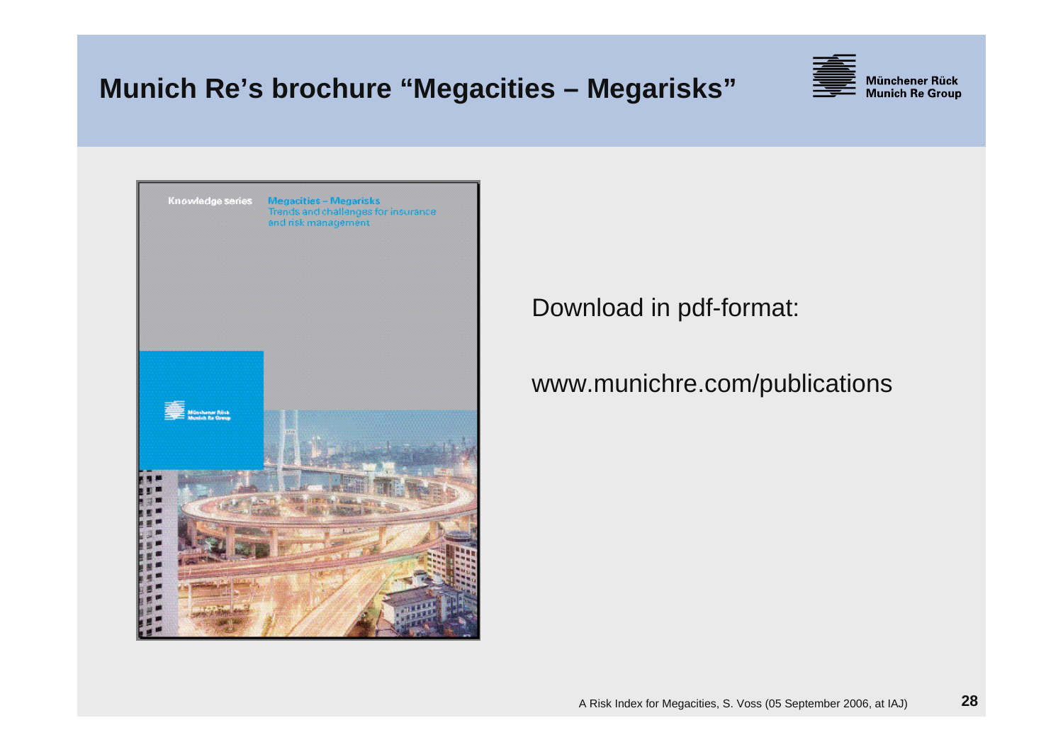# Munich Re's brochure "Megacities – Megarisks"

Knowledge series

Megacities – Megarisks
Trends and challenges for insurance and risk management

Download in pdf-format:

www.munichre.com/publications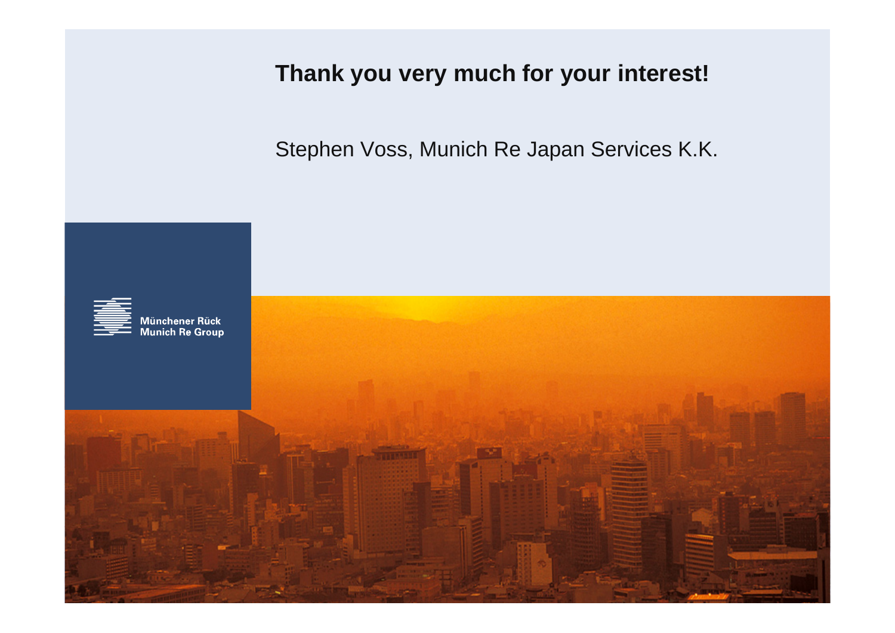**Thank you very much for your interest!**

Stephen Voss, Munich Re Japan Services K.K.

Münchener Rück
Munich Re Group